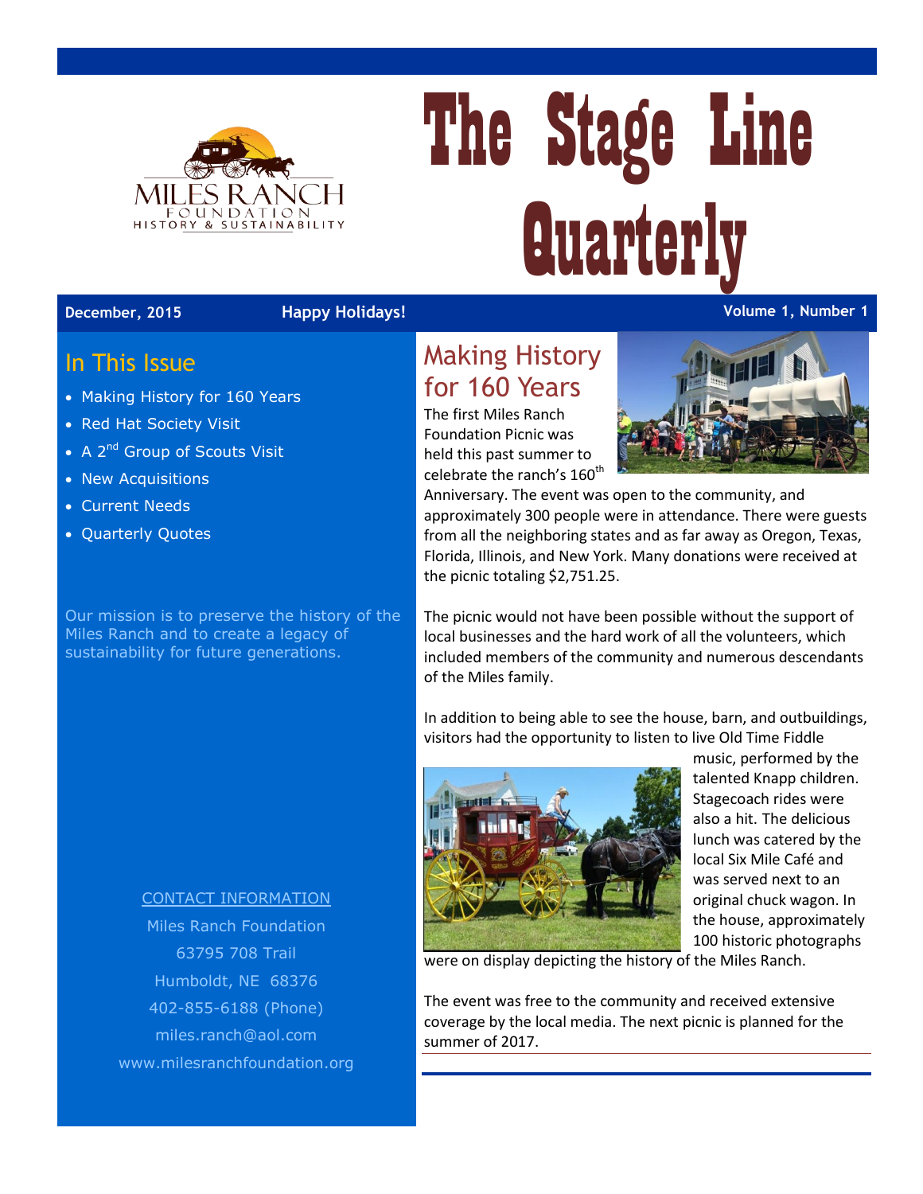Miles Ranch Foundation
History & Sustainability

# The Stage Line Quarterly

**December, 2015** **Happy Holidays!** **Volume 1, Number 1**

## In This Issue

- Making History for 160 Years
- Red Hat Society Visit
- A 2nd Group of Scouts Visit
- New Acquisitions
- Current Needs
- Quarterly Quotes

Our mission is to preserve the history of the Miles Ranch and to create a legacy of sustainability for future generations.

CONTACT INFORMATION

Miles Ranch Foundation
63795 708 Trail
Humboldt, NE 68376
402-855-6188 (Phone)
miles.ranch@aol.com
www.milesranchfoundation.org

## Making History for 160 Years

The first Miles Ranch Foundation Picnic was held this past summer to celebrate the ranch's 160th Anniversary. The event was open to the community, and approximately 300 people were in attendance. There were guests from all the neighboring states and as far away as Oregon, Texas, Florida, Illinois, and New York. Many donations were received at the picnic totaling $2,751.25.

The picnic would not have been possible without the support of local businesses and the hard work of all the volunteers, which included members of the community and numerous descendants of the Miles family.

In addition to being able to see the house, barn, and outbuildings, visitors had the opportunity to listen to live Old Time Fiddle music, performed by the talented Knapp children. Stagecoach rides were also a hit. The delicious lunch was catered by the local Six Mile Café and was served next to an original chuck wagon. In the house, approximately 100 historic photographs were on display depicting the history of the Miles Ranch.

The event was free to the community and received extensive coverage by the local media. The next picnic is planned for the summer of 2017.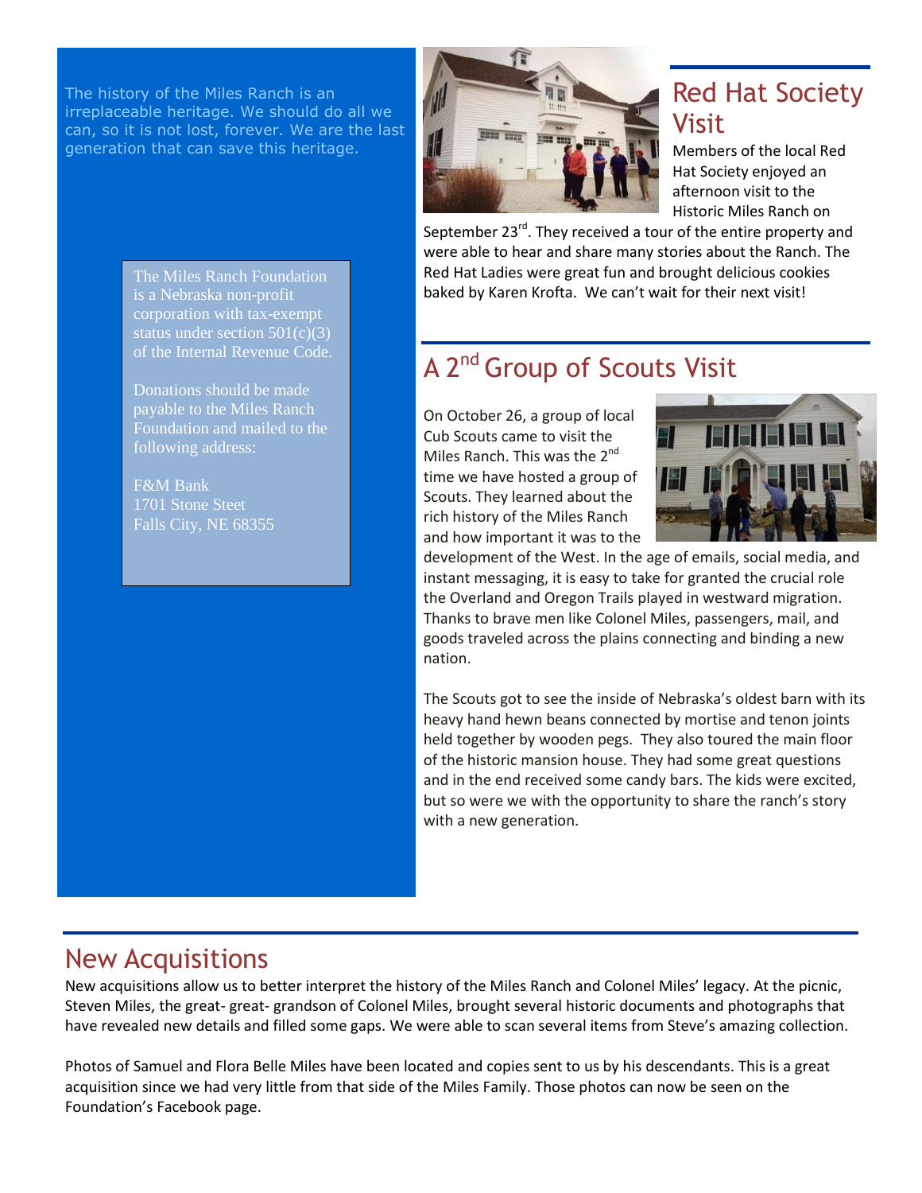The history of the Miles Ranch is an irreplaceable heritage. We should do all we can, so it is not lost, forever. We are the last generation that can save this heritage.

The Miles Ranch Foundation is a Nebraska non-profit corporation with tax-exempt status under section 501(c)(3) of the Internal Revenue Code.

Donations should be made payable to the Miles Ranch Foundation and mailed to the following address:

F&M Bank
1701 Stone Steet
Falls City, NE 68355

## Red Hat Society Visit

Members of the local Red Hat Society enjoyed an afternoon visit to the Historic Miles Ranch on September 23rd. They received a tour of the entire property and were able to hear and share many stories about the Ranch. The Red Hat Ladies were great fun and brought delicious cookies baked by Karen Krofta. We can't wait for their next visit!

## A 2nd Group of Scouts Visit

On October 26, a group of local Cub Scouts came to visit the Miles Ranch. This was the 2nd time we have hosted a group of Scouts. They learned about the rich history of the Miles Ranch and how important it was to the development of the West. In the age of emails, social media, and instant messaging, it is easy to take for granted the crucial role the Overland and Oregon Trails played in westward migration. Thanks to brave men like Colonel Miles, passengers, mail, and goods traveled across the plains connecting and binding a new nation.

The Scouts got to see the inside of Nebraska's oldest barn with its heavy hand hewn beans connected by mortise and tenon joints held together by wooden pegs. They also toured the main floor of the historic mansion house. They had some great questions and in the end received some candy bars. The kids were excited, but so were we with the opportunity to share the ranch's story with a new generation.

## New Acquisitions

New acquisitions allow us to better interpret the history of the Miles Ranch and Colonel Miles' legacy. At the picnic, Steven Miles, the great- great- grandson of Colonel Miles, brought several historic documents and photographs that have revealed new details and filled some gaps. We were able to scan several items from Steve's amazing collection.

Photos of Samuel and Flora Belle Miles have been located and copies sent to us by his descendants. This is a great acquisition since we had very little from that side of the Miles Family. Those photos can now be seen on the Foundation's Facebook page.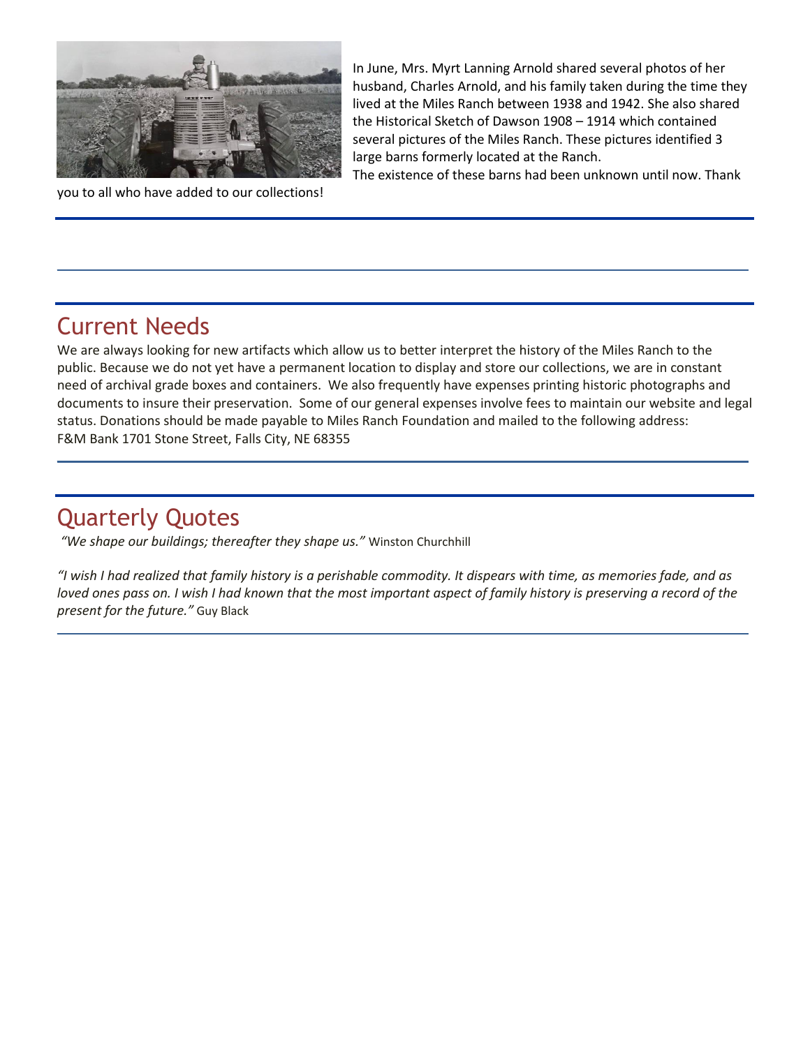In June, Mrs. Myrt Lanning Arnold shared several photos of her husband, Charles Arnold, and his family taken during the time they lived at the Miles Ranch between 1938 and 1942. She also shared the Historical Sketch of Dawson 1908 – 1914 which contained several pictures of the Miles Ranch. These pictures identified 3 large barns formerly located at the Ranch. The existence of these barns had been unknown until now. Thank you to all who have added to our collections!

## Current Needs

We are always looking for new artifacts which allow us to better interpret the history of the Miles Ranch to the public. Because we do not yet have a permanent location to display and store our collections, we are in constant need of archival grade boxes and containers. We also frequently have expenses printing historic photographs and documents to insure their preservation. Some of our general expenses involve fees to maintain our website and legal status. Donations should be made payable to Miles Ranch Foundation and mailed to the following address:
F&M Bank 1701 Stone Street, Falls City, NE 68355

## Quarterly Quotes

*"We shape our buildings; thereafter they shape us."* Winston Churchhill

*"I wish I had realized that family history is a perishable commodity. It dispears with time, as memories fade, and as loved ones pass on. I wish I had known that the most important aspect of family history is preserving a record of the present for the future."* Guy Black